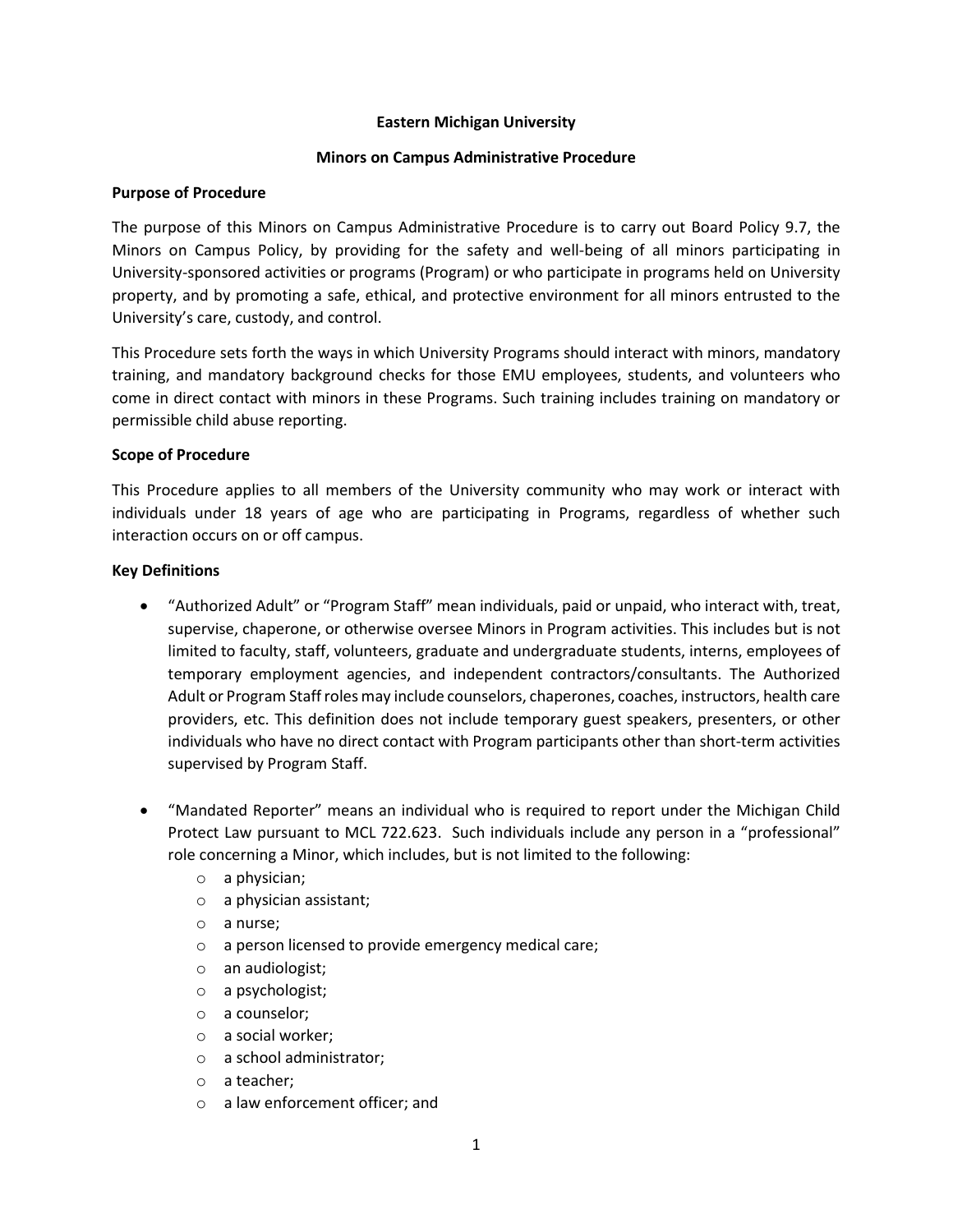**Eastern Michigan University**

**Minors on Campus Administrative Procedure**

**Purpose of Procedure**

The purpose of this Minors on Campus Administrative Procedure is to carry out Board Policy 9.7, the Minors on Campus Policy, by providing for the safety and well-being of all minors participating in University-sponsored activities or programs (Program) or who participate in programs held on University property, and by promoting a safe, ethical, and protective environment for all minors entrusted to the University's care, custody, and control.

This Procedure sets forth the ways in which University Programs should interact with minors, mandatory training, and mandatory background checks for those EMU employees, students, and volunteers who come in direct contact with minors in these Programs. Such training includes training on mandatory or permissible child abuse reporting.

**Scope of Procedure**

This Procedure applies to all members of the University community who may work or interact with individuals under 18 years of age who are participating in Programs, regardless of whether such interaction occurs on or off campus.

**Key Definitions**

- "Authorized Adult" or "Program Staff" mean individuals, paid or unpaid, who interact with, treat, supervise, chaperone, or otherwise oversee Minors in Program activities. This includes but is not limited to faculty, staff, volunteers, graduate and undergraduate students, interns, employees of temporary employment agencies, and independent contractors/consultants. The Authorized Adult or Program Staff roles may include counselors, chaperones, coaches, instructors, health care providers, etc. This definition does not include temporary guest speakers, presenters, or other individuals who have no direct contact with Program participants other than short-term activities supervised by Program Staff.

- "Mandated Reporter" means an individual who is required to report under the Michigan Child Protect Law pursuant to MCL 722.623. Such individuals include any person in a "professional" role concerning a Minor, which includes, but is not limited to the following:
  - a physician;
  - a physician assistant;
  - a nurse;
  - a person licensed to provide emergency medical care;
  - an audiologist;
  - a psychologist;
  - a counselor;
  - a social worker;
  - a school administrator;
  - a teacher;
  - a law enforcement officer; and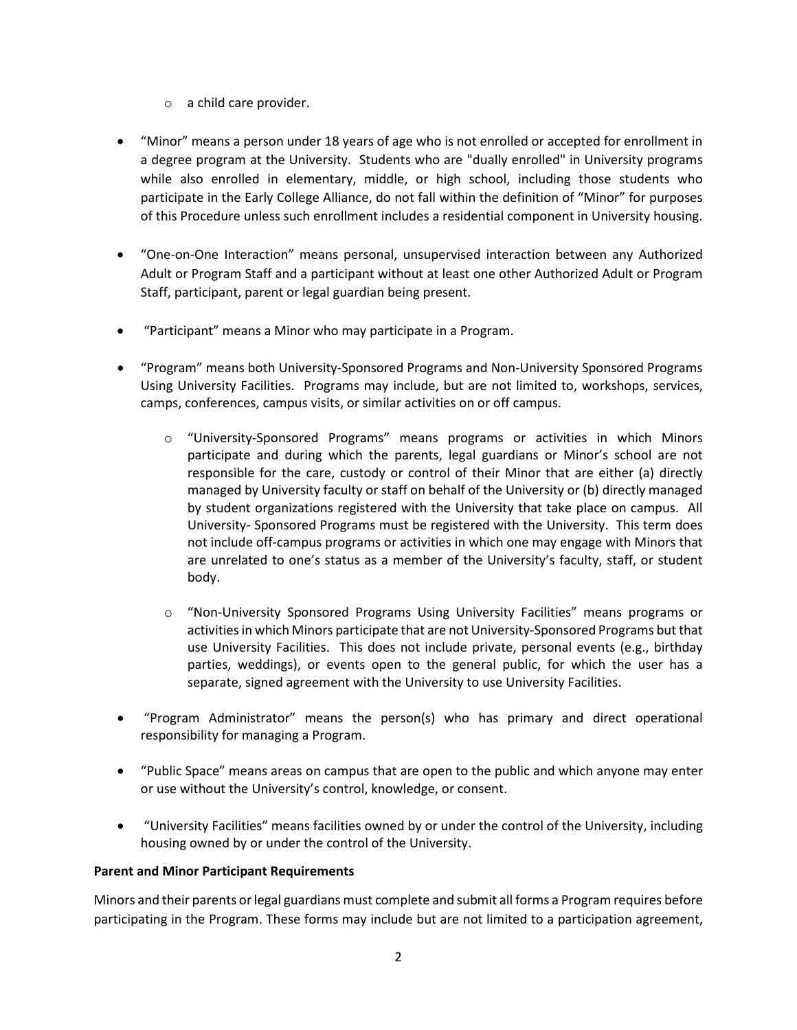- a child care provider.

- "Minor" means a person under 18 years of age who is not enrolled or accepted for enrollment in a degree program at the University. Students who are "dually enrolled" in University programs while also enrolled in elementary, middle, or high school, including those students who participate in the Early College Alliance, do not fall within the definition of "Minor" for purposes of this Procedure unless such enrollment includes a residential component in University housing.

- "One-on-One Interaction" means personal, unsupervised interaction between any Authorized Adult or Program Staff and a participant without at least one other Authorized Adult or Program Staff, participant, parent or legal guardian being present.

- "Participant" means a Minor who may participate in a Program.

- "Program" means both University-Sponsored Programs and Non-University Sponsored Programs Using University Facilities. Programs may include, but are not limited to, workshops, services, camps, conferences, campus visits, or similar activities on or off campus.

  - "University-Sponsored Programs" means programs or activities in which Minors participate and during which the parents, legal guardians or Minor's school are not responsible for the care, custody or control of their Minor that are either (a) directly managed by University faculty or staff on behalf of the University or (b) directly managed by student organizations registered with the University that take place on campus. All University- Sponsored Programs must be registered with the University. This term does not include off-campus programs or activities in which one may engage with Minors that are unrelated to one's status as a member of the University's faculty, staff, or student body.

  - "Non-University Sponsored Programs Using University Facilities" means programs or activities in which Minors participate that are not University-Sponsored Programs but that use University Facilities. This does not include private, personal events (e.g., birthday parties, weddings), or events open to the general public, for which the user has a separate, signed agreement with the University to use University Facilities.

- "Program Administrator" means the person(s) who has primary and direct operational responsibility for managing a Program.

- "Public Space" means areas on campus that are open to the public and which anyone may enter or use without the University's control, knowledge, or consent.

- "University Facilities" means facilities owned by or under the control of the University, including housing owned by or under the control of the University.

**Parent and Minor Participant Requirements**

Minors and their parents or legal guardians must complete and submit all forms a Program requires before participating in the Program. These forms may include but are not limited to a participation agreement,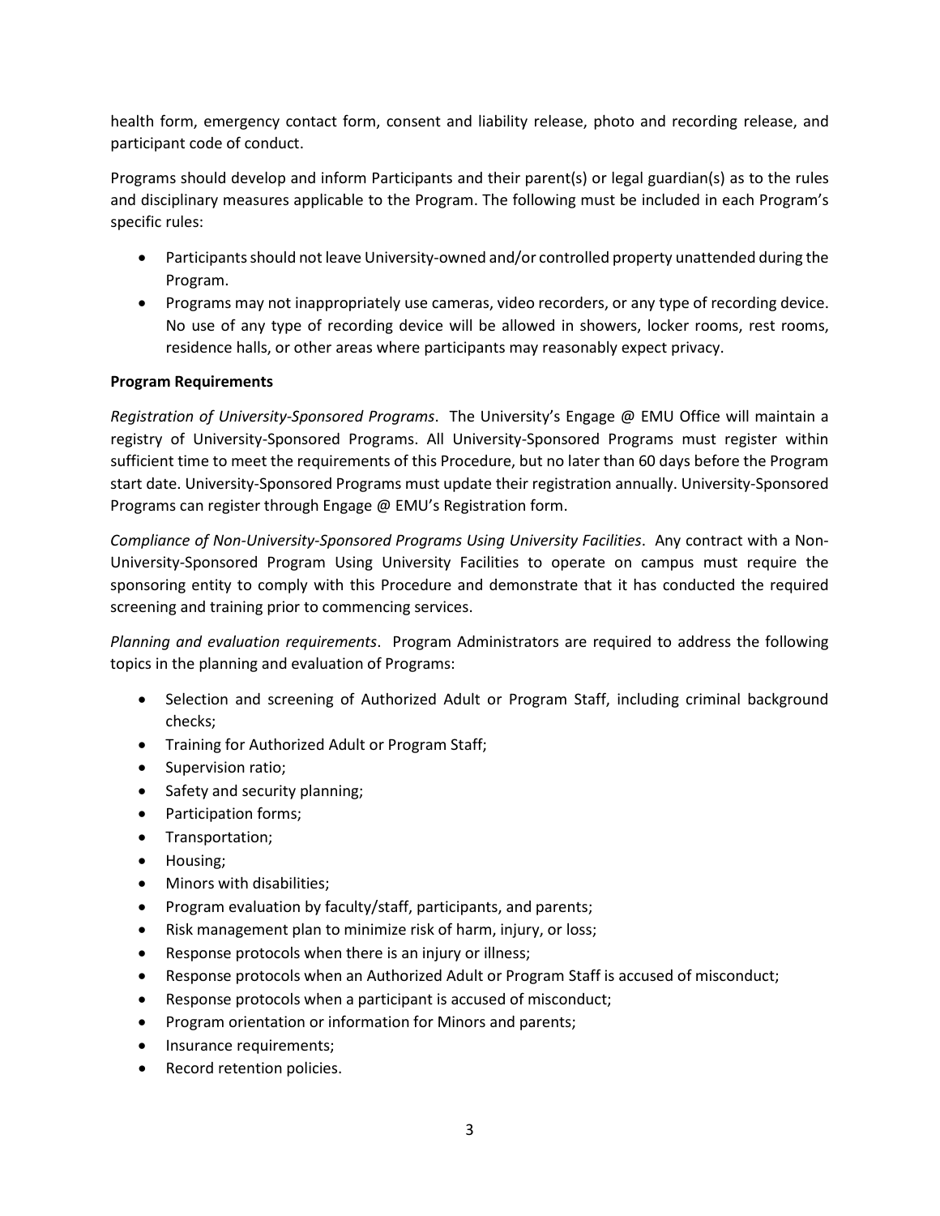health form, emergency contact form, consent and liability release, photo and recording release, and participant code of conduct.

Programs should develop and inform Participants and their parent(s) or legal guardian(s) as to the rules and disciplinary measures applicable to the Program. The following must be included in each Program's specific rules:

- Participants should not leave University-owned and/or controlled property unattended during the Program.
- Programs may not inappropriately use cameras, video recorders, or any type of recording device. No use of any type of recording device will be allowed in showers, locker rooms, rest rooms, residence halls, or other areas where participants may reasonably expect privacy.

**Program Requirements**

*Registration of University-Sponsored Programs*. The University's Engage @ EMU Office will maintain a registry of University-Sponsored Programs. All University-Sponsored Programs must register within sufficient time to meet the requirements of this Procedure, but no later than 60 days before the Program start date. University-Sponsored Programs must update their registration annually. University-Sponsored Programs can register through Engage @ EMU's Registration form.

*Compliance of Non-University-Sponsored Programs Using University Facilities*. Any contract with a Non-University-Sponsored Program Using University Facilities to operate on campus must require the sponsoring entity to comply with this Procedure and demonstrate that it has conducted the required screening and training prior to commencing services.

*Planning and evaluation requirements*. Program Administrators are required to address the following topics in the planning and evaluation of Programs:

- Selection and screening of Authorized Adult or Program Staff, including criminal background checks;
- Training for Authorized Adult or Program Staff;
- Supervision ratio;
- Safety and security planning;
- Participation forms;
- Transportation;
- Housing;
- Minors with disabilities;
- Program evaluation by faculty/staff, participants, and parents;
- Risk management plan to minimize risk of harm, injury, or loss;
- Response protocols when there is an injury or illness;
- Response protocols when an Authorized Adult or Program Staff is accused of misconduct;
- Response protocols when a participant is accused of misconduct;
- Program orientation or information for Minors and parents;
- Insurance requirements;
- Record retention policies.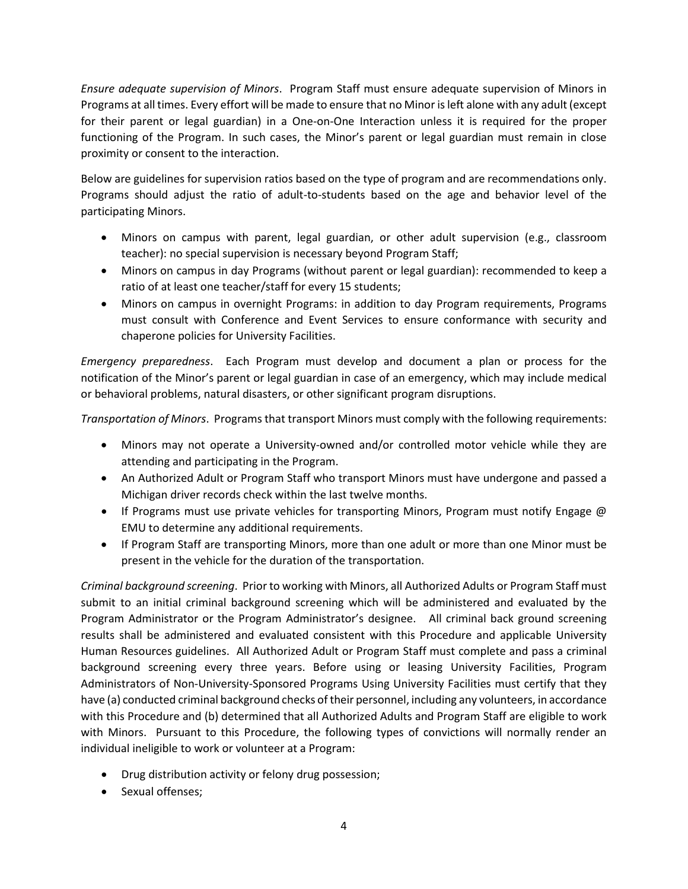*Ensure adequate supervision of Minors*. Program Staff must ensure adequate supervision of Minors in Programs at all times. Every effort will be made to ensure that no Minor is left alone with any adult (except for their parent or legal guardian) in a One-on-One Interaction unless it is required for the proper functioning of the Program. In such cases, the Minor's parent or legal guardian must remain in close proximity or consent to the interaction.

Below are guidelines for supervision ratios based on the type of program and are recommendations only. Programs should adjust the ratio of adult-to-students based on the age and behavior level of the participating Minors.

- Minors on campus with parent, legal guardian, or other adult supervision (e.g., classroom teacher): no special supervision is necessary beyond Program Staff;
- Minors on campus in day Programs (without parent or legal guardian): recommended to keep a ratio of at least one teacher/staff for every 15 students;
- Minors on campus in overnight Programs: in addition to day Program requirements, Programs must consult with Conference and Event Services to ensure conformance with security and chaperone policies for University Facilities.

*Emergency preparedness*. Each Program must develop and document a plan or process for the notification of the Minor's parent or legal guardian in case of an emergency, which may include medical or behavioral problems, natural disasters, or other significant program disruptions.

*Transportation of Minors*. Programs that transport Minors must comply with the following requirements:

- Minors may not operate a University-owned and/or controlled motor vehicle while they are attending and participating in the Program.
- An Authorized Adult or Program Staff who transport Minors must have undergone and passed a Michigan driver records check within the last twelve months.
- If Programs must use private vehicles for transporting Minors, Program must notify Engage @ EMU to determine any additional requirements.
- If Program Staff are transporting Minors, more than one adult or more than one Minor must be present in the vehicle for the duration of the transportation.

*Criminal background screening*. Prior to working with Minors, all Authorized Adults or Program Staff must submit to an initial criminal background screening which will be administered and evaluated by the Program Administrator or the Program Administrator's designee. All criminal back ground screening results shall be administered and evaluated consistent with this Procedure and applicable University Human Resources guidelines. All Authorized Adult or Program Staff must complete and pass a criminal background screening every three years. Before using or leasing University Facilities, Program Administrators of Non-University-Sponsored Programs Using University Facilities must certify that they have (a) conducted criminal background checks of their personnel, including any volunteers, in accordance with this Procedure and (b) determined that all Authorized Adults and Program Staff are eligible to work with Minors. Pursuant to this Procedure, the following types of convictions will normally render an individual ineligible to work or volunteer at a Program:

- Drug distribution activity or felony drug possession;
- Sexual offenses;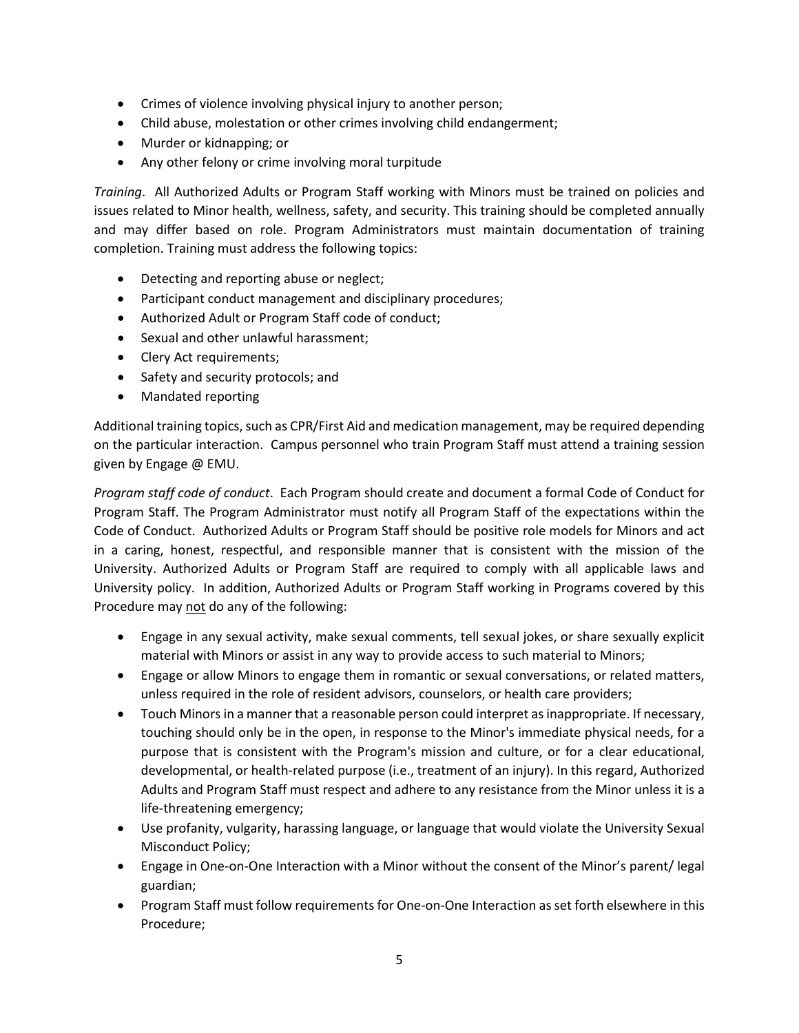- Crimes of violence involving physical injury to another person;
- Child abuse, molestation or other crimes involving child endangerment;
- Murder or kidnapping; or
- Any other felony or crime involving moral turpitude

*Training*. All Authorized Adults or Program Staff working with Minors must be trained on policies and issues related to Minor health, wellness, safety, and security. This training should be completed annually and may differ based on role. Program Administrators must maintain documentation of training completion. Training must address the following topics:

- Detecting and reporting abuse or neglect;
- Participant conduct management and disciplinary procedures;
- Authorized Adult or Program Staff code of conduct;
- Sexual and other unlawful harassment;
- Clery Act requirements;
- Safety and security protocols; and
- Mandated reporting

Additional training topics, such as CPR/First Aid and medication management, may be required depending on the particular interaction. Campus personnel who train Program Staff must attend a training session given by Engage @ EMU.

*Program staff code of conduct*. Each Program should create and document a formal Code of Conduct for Program Staff. The Program Administrator must notify all Program Staff of the expectations within the Code of Conduct. Authorized Adults or Program Staff should be positive role models for Minors and act in a caring, honest, respectful, and responsible manner that is consistent with the mission of the University. Authorized Adults or Program Staff are required to comply with all applicable laws and University policy. In addition, Authorized Adults or Program Staff working in Programs covered by this Procedure may not do any of the following:

- Engage in any sexual activity, make sexual comments, tell sexual jokes, or share sexually explicit material with Minors or assist in any way to provide access to such material to Minors;
- Engage or allow Minors to engage them in romantic or sexual conversations, or related matters, unless required in the role of resident advisors, counselors, or health care providers;
- Touch Minors in a manner that a reasonable person could interpret as inappropriate. If necessary, touching should only be in the open, in response to the Minor's immediate physical needs, for a purpose that is consistent with the Program's mission and culture, or for a clear educational, developmental, or health-related purpose (i.e., treatment of an injury). In this regard, Authorized Adults and Program Staff must respect and adhere to any resistance from the Minor unless it is a life-threatening emergency;
- Use profanity, vulgarity, harassing language, or language that would violate the University Sexual Misconduct Policy;
- Engage in One-on-One Interaction with a Minor without the consent of the Minor's parent/ legal guardian;
- Program Staff must follow requirements for One-on-One Interaction as set forth elsewhere in this Procedure;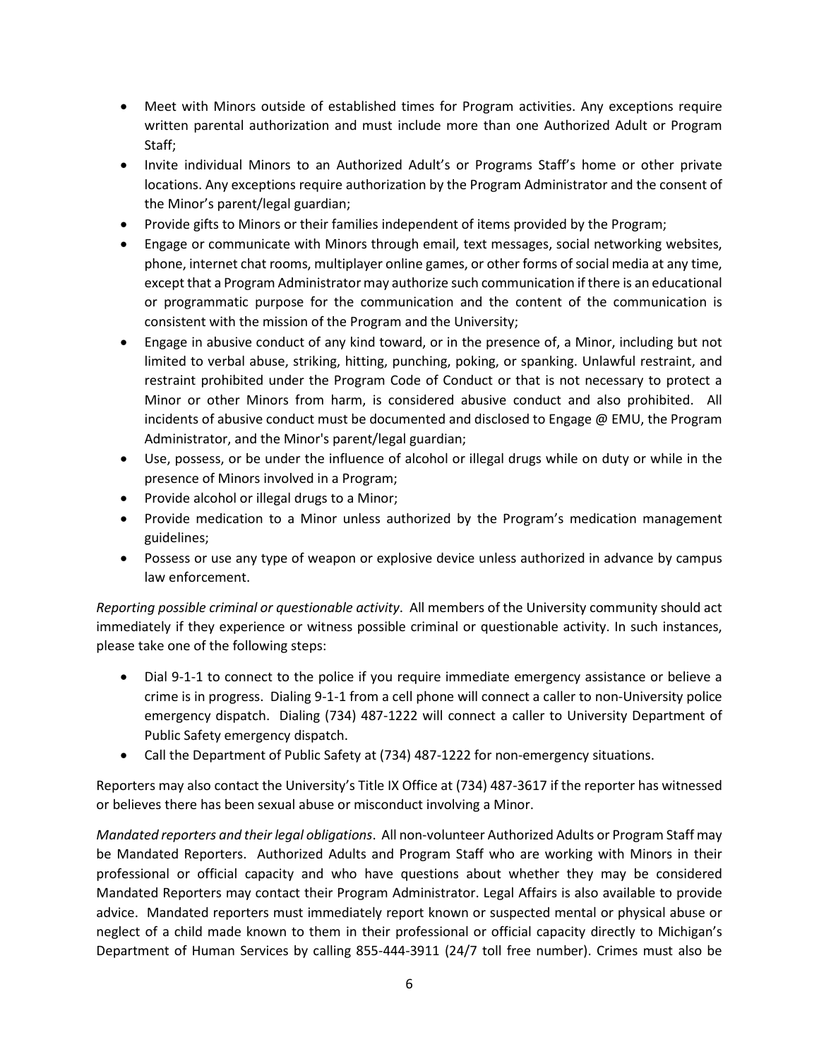- Meet with Minors outside of established times for Program activities. Any exceptions require written parental authorization and must include more than one Authorized Adult or Program Staff;
- Invite individual Minors to an Authorized Adult's or Programs Staff's home or other private locations. Any exceptions require authorization by the Program Administrator and the consent of the Minor's parent/legal guardian;
- Provide gifts to Minors or their families independent of items provided by the Program;
- Engage or communicate with Minors through email, text messages, social networking websites, phone, internet chat rooms, multiplayer online games, or other forms of social media at any time, except that a Program Administrator may authorize such communication if there is an educational or programmatic purpose for the communication and the content of the communication is consistent with the mission of the Program and the University;
- Engage in abusive conduct of any kind toward, or in the presence of, a Minor, including but not limited to verbal abuse, striking, hitting, punching, poking, or spanking. Unlawful restraint, and restraint prohibited under the Program Code of Conduct or that is not necessary to protect a Minor or other Minors from harm, is considered abusive conduct and also prohibited. All incidents of abusive conduct must be documented and disclosed to Engage @ EMU, the Program Administrator, and the Minor's parent/legal guardian;
- Use, possess, or be under the influence of alcohol or illegal drugs while on duty or while in the presence of Minors involved in a Program;
- Provide alcohol or illegal drugs to a Minor;
- Provide medication to a Minor unless authorized by the Program's medication management guidelines;
- Possess or use any type of weapon or explosive device unless authorized in advance by campus law enforcement.

*Reporting possible criminal or questionable activity*. All members of the University community should act immediately if they experience or witness possible criminal or questionable activity. In such instances, please take one of the following steps:

- Dial 9-1-1 to connect to the police if you require immediate emergency assistance or believe a crime is in progress. Dialing 9-1-1 from a cell phone will connect a caller to non-University police emergency dispatch. Dialing (734) 487-1222 will connect a caller to University Department of Public Safety emergency dispatch.
- Call the Department of Public Safety at (734) 487-1222 for non-emergency situations.

Reporters may also contact the University's Title IX Office at (734) 487-3617 if the reporter has witnessed or believes there has been sexual abuse or misconduct involving a Minor.

*Mandated reporters and their legal obligations*. All non-volunteer Authorized Adults or Program Staff may be Mandated Reporters. Authorized Adults and Program Staff who are working with Minors in their professional or official capacity and who have questions about whether they may be considered Mandated Reporters may contact their Program Administrator. Legal Affairs is also available to provide advice. Mandated reporters must immediately report known or suspected mental or physical abuse or neglect of a child made known to them in their professional or official capacity directly to Michigan's Department of Human Services by calling 855-444-3911 (24/7 toll free number). Crimes must also be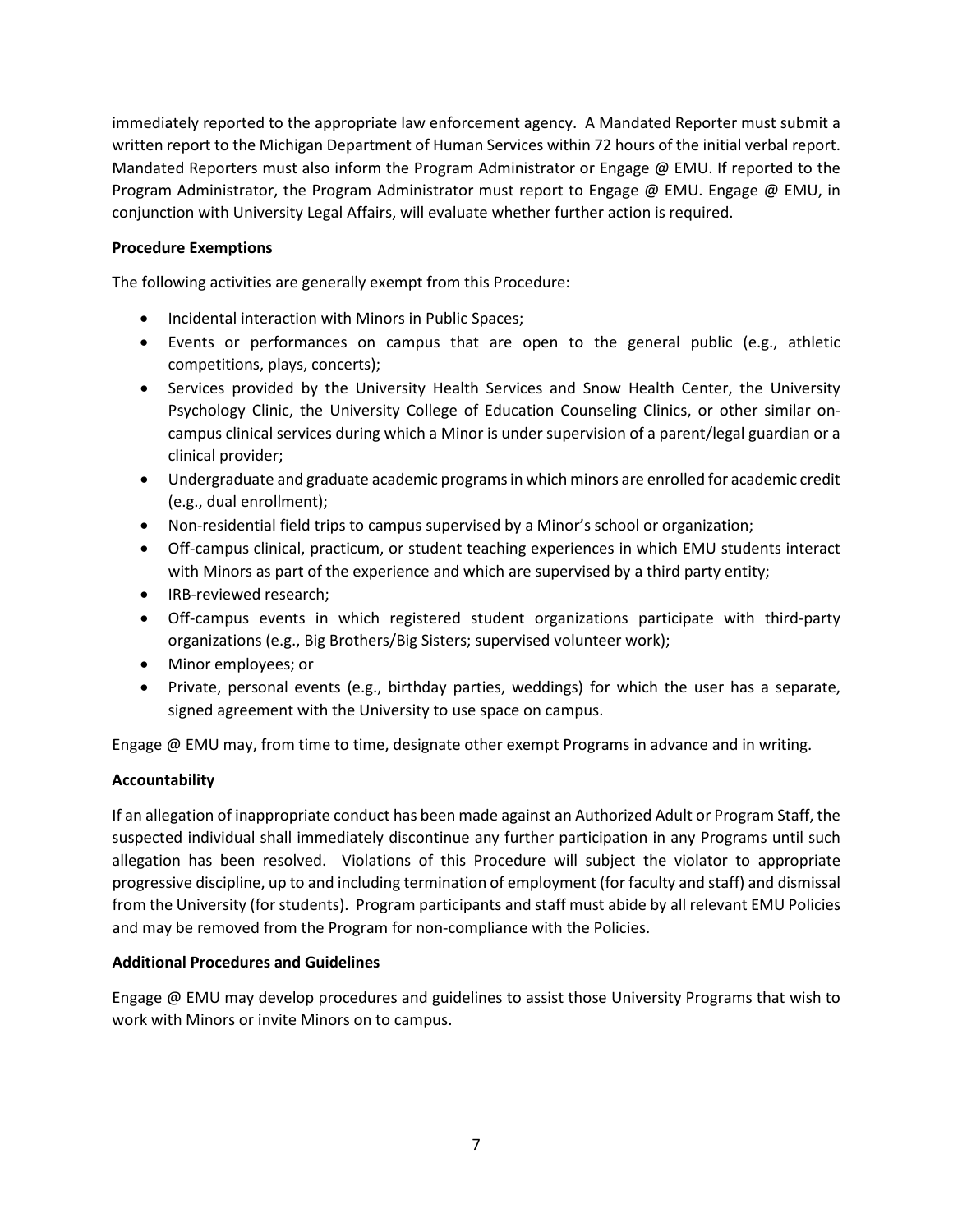immediately reported to the appropriate law enforcement agency. A Mandated Reporter must submit a written report to the Michigan Department of Human Services within 72 hours of the initial verbal report. Mandated Reporters must also inform the Program Administrator or Engage @ EMU. If reported to the Program Administrator, the Program Administrator must report to Engage @ EMU. Engage @ EMU, in conjunction with University Legal Affairs, will evaluate whether further action is required.

**Procedure Exemptions**

The following activities are generally exempt from this Procedure:

- Incidental interaction with Minors in Public Spaces;
- Events or performances on campus that are open to the general public (e.g., athletic competitions, plays, concerts);
- Services provided by the University Health Services and Snow Health Center, the University Psychology Clinic, the University College of Education Counseling Clinics, or other similar on-campus clinical services during which a Minor is under supervision of a parent/legal guardian or a clinical provider;
- Undergraduate and graduate academic programs in which minors are enrolled for academic credit (e.g., dual enrollment);
- Non-residential field trips to campus supervised by a Minor's school or organization;
- Off-campus clinical, practicum, or student teaching experiences in which EMU students interact with Minors as part of the experience and which are supervised by a third party entity;
- IRB-reviewed research;
- Off-campus events in which registered student organizations participate with third-party organizations (e.g., Big Brothers/Big Sisters; supervised volunteer work);
- Minor employees; or
- Private, personal events (e.g., birthday parties, weddings) for which the user has a separate, signed agreement with the University to use space on campus.

Engage @ EMU may, from time to time, designate other exempt Programs in advance and in writing.

**Accountability**

If an allegation of inappropriate conduct has been made against an Authorized Adult or Program Staff, the suspected individual shall immediately discontinue any further participation in any Programs until such allegation has been resolved. Violations of this Procedure will subject the violator to appropriate progressive discipline, up to and including termination of employment (for faculty and staff) and dismissal from the University (for students). Program participants and staff must abide by all relevant EMU Policies and may be removed from the Program for non-compliance with the Policies.

**Additional Procedures and Guidelines**

Engage @ EMU may develop procedures and guidelines to assist those University Programs that wish to work with Minors or invite Minors on to campus.